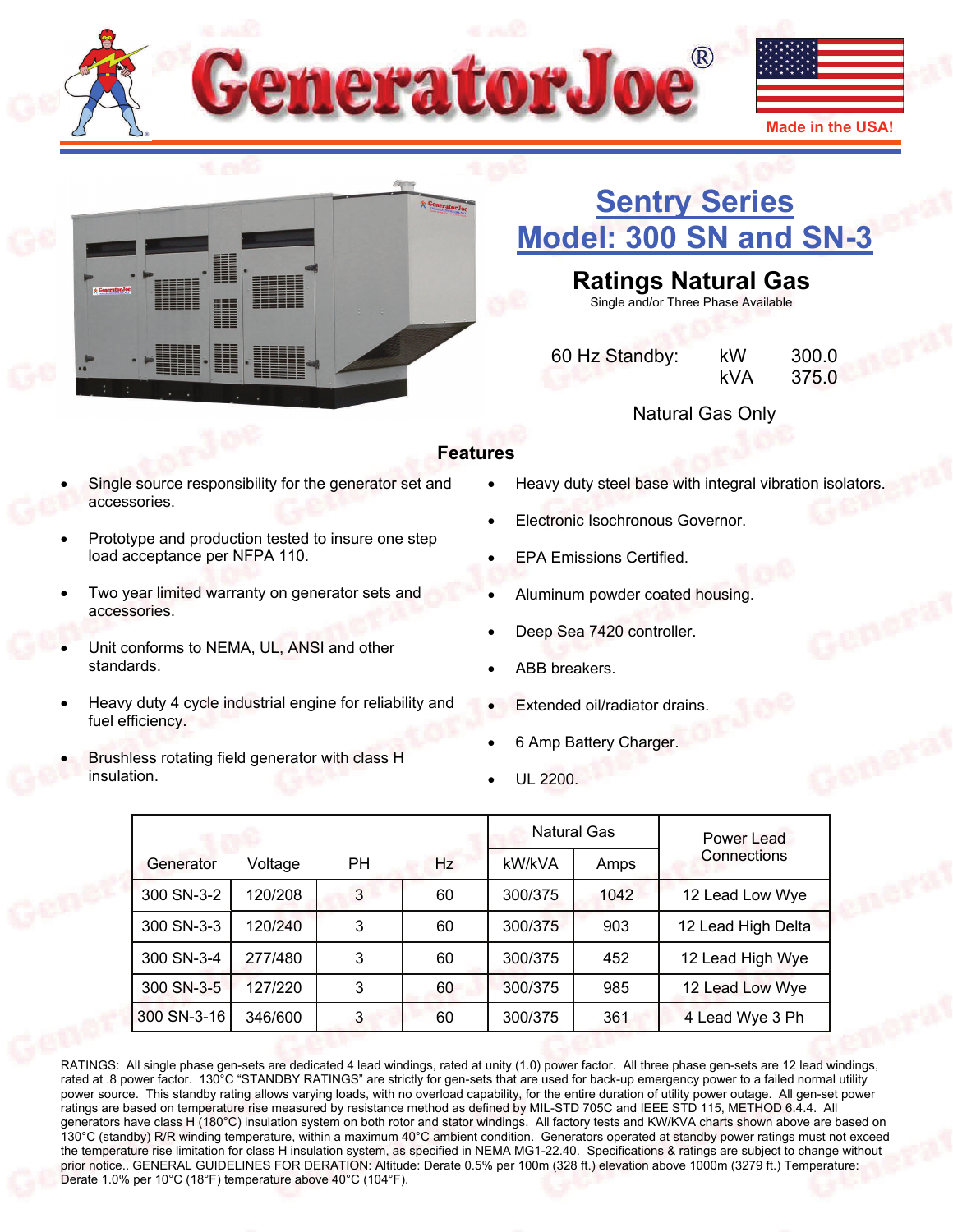# GeneratorJoe®

Made in the USA!

## Sentry Series
## Model: 300 SN and SN-3

### Ratings Natural Gas

Single and/or Three Phase Available

| 60 Hz Standby: | kW | 300.0 |
|---|---|---|
| | kVA | 375.0 |

Natural Gas Only

### Features

- Single source responsibility for the generator set and accessories.
- Prototype and production tested to insure one step load acceptance per NFPA 110.
- Two year limited warranty on generator sets and accessories.
- Unit conforms to NEMA, UL, ANSI and other standards.
- Heavy duty 4 cycle industrial engine for reliability and fuel efficiency.
- Brushless rotating field generator with class H insulation.
- Heavy duty steel base with integral vibration isolators.
- Electronic Isochronous Governor.
- EPA Emissions Certified.
- Aluminum powder coated housing.
- Deep Sea 7420 controller.
- ABB breakers.
- Extended oil/radiator drains.
- 6 Amp Battery Charger.
- UL 2200.

| Generator | Voltage | PH | Hz | Natural Gas | | Power Lead Connections |
|---|---|---|---|---|---|---|
| | | | | kW/kVA | Amps | |
| 300 SN-3-2 | 120/208 | 3 | 60 | 300/375 | 1042 | 12 Lead Low Wye |
| 300 SN-3-3 | 120/240 | 3 | 60 | 300/375 | 903 | 12 Lead High Delta |
| 300 SN-3-4 | 277/480 | 3 | 60 | 300/375 | 452 | 12 Lead High Wye |
| 300 SN-3-5 | 127/220 | 3 | 60 | 300/375 | 985 | 12 Lead Low Wye |
| 300 SN-3-16 | 346/600 | 3 | 60 | 300/375 | 361 | 4 Lead Wye 3 Ph |

RATINGS: All single phase gen-sets are dedicated 4 lead windings, rated at unity (1.0) power factor. All three phase gen-sets are 12 lead windings, rated at .8 power factor. 130°C "STANDBY RATINGS" are strictly for gen-sets that are used for back-up emergency power to a failed normal utility power source. This standby rating allows varying loads, with no overload capability, for the entire duration of utility power outage. All gen-set power ratings are based on temperature rise measured by resistance method as defined by MIL-STD 705C and IEEE STD 115, METHOD 6.4.4. All generators have class H (180°C) insulation system on both rotor and stator windings. All factory tests and KW/KVA charts shown above are based on 130°C (standby) R/R winding temperature, within a maximum 40°C ambient condition. Generators operated at standby power ratings must not exceed the temperature rise limitation for class H insulation system, as specified in NEMA MG1-22.40. Specifications & ratings are subject to change without prior notice.. GENERAL GUIDELINES FOR DERATION: Altitude: Derate 0.5% per 100m (328 ft.) elevation above 1000m (3279 ft.) Temperature: Derate 1.0% per 10°C (18°F) temperature above 40°C (104°F).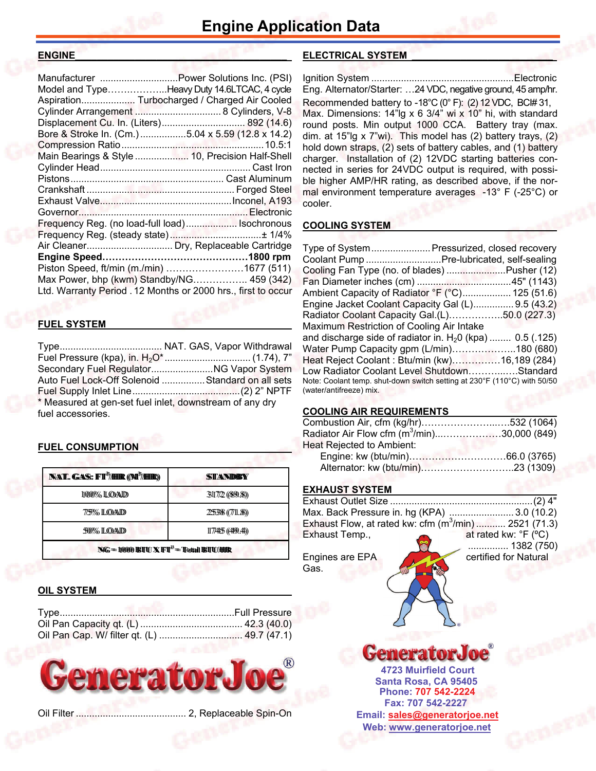# Engine Application Data

## ENGINE

Manufacturer ............................Power Solutions Inc. (PSI)
Model and Type……………….Heavy Duty 14.6LTCAC, 4 cycle
Aspiration.................... Turbocharged / Charged Air Cooled
Cylinder Arrangement ................................ 8 Cylinders, V-8
Displacement Cu. In. (Liters).............................. 892 (14.6)
Bore & Stroke In. (Cm.) .................5.04 x 5.59 (12.8 x 14.2)
Compression Ratio ..................................................10.5:1
Main Bearings & Style .................... 10, Precision Half-Shell
Cylinder Head ........................................................ Cast Iron
Pistons ......................................................... Cast Aluminum
Crankshaft ....................................................... Forged Steel
Exhaust Valve.................................................Inconel, A193
Governor..............................................................Electronic
Frequency Reg. (no load-full load)................... Isochronous
Frequency Reg. (steady state)..................................± 1/4%
Air Cleaner................................ Dry, Replaceable Cartridge
**Engine Speed……………………………………..1800 rpm**
Piston Speed, ft/min (m./min) ……………………1677 (511)
Max Power, bhp (kwm) Standby/NG…………….. 459 (342)
Ltd. Warranty Period . 12 Months or 2000 hrs., first to occur

## FUEL SYSTEM

Type...................................... NAT. GAS, Vapor Withdrawal
Fuel Pressure (kpa), in. $H_2O$*................................ (1.74), 7"
Secondary Fuel Regulator.......................NG Vapor System
Auto Fuel Lock-Off Solenoid ................Standard on all sets
Fuel Supply Inlet Line.......................................(2) 2" NPTF
* Measured at gen-set fuel inlet, downstream of any dry fuel accessories.

## FUEL CONSUMPTION

| NAT. GAS: $FT^3$/HR ($M^3$/HR) | STANDBY |
|---|---|
| 100% LOAD | 3172 (89.8) |
| 75% LOAD | 2538 (71.8) |
| 50% LOAD | 1745 (49.4) |
| NG = 1000 BTU X $FT^3$ = Total BTU/HR | |

## OIL SYSTEM

Type.................................................................Full Pressure
Oil Pan Capacity qt. (L) ...................................... 42.3 (40.0)
Oil Pan Cap. W/ filter qt. (L) ............................... 49.7 (47.1)

GeneratorJoe®

Oil Filter ......................................... 2, Replaceable Spin-On

## ELECTRICAL SYSTEM

Ignition System .....................................................Electronic
Eng. Alternator/Starter: …24 VDC, negative ground, 45 amp/hr.
Recommended battery to -18°C (0° F): (2) 12 VDC, BCI# 31, Max. Dimensions: 14"lg x 6 3/4" wi x 10" hi, with standard round posts. Min output 1000 CCA. Battery tray (max. dim. at 15"lg x 7"wi). This model has (2) battery trays, (2) hold down straps, (2) sets of battery cables, and (1) battery charger. Installation of (2) 12VDC starting batteries connected in series for 24VDC output is required, with possible higher AMP/HR rating, as described above, if the normal environment temperature averages -13° F (-25°C) or cooler.

## COOLING SYSTEM

Type of System......................Pressurized, closed recovery
Coolant Pump ...........................Pre-lubricated, self-sealing
Cooling Fan Type (no. of blades) ......................Pusher (12)
Fan Diameter inches (cm) ...................................45" (1143)
Ambient Capacity of Radiator °F (°C).................. 125 (51.6)
Engine Jacket Coolant Capacity Gal (L)............... 9.5 (43.2)
Radiator Coolant Capacity Gal.(L)……………..50.0 (227.3)
Maximum Restriction of Cooling Air Intake and discharge side of radiator in. $H_2O$ (kpa) ........ 0.5 (.125)
Water Pump Capacity gpm (L/min)………………..180 (680)
Heat Reject Coolant : Btu/min (kw)……………16,189 (284)
Low Radiator Coolant Level Shutdown……….….Standard
Note: Coolant temp. shut-down switch setting at 230°F (110°C) with 50/50 (water/antifreeze) mix.

## COOLING AIR REQUIREMENTS

Combustion Air, cfm (kg/hr)……………………..….532 (1064)
Radiator Air Flow cfm ($m^3$/min)...………………30,000 (849)
Heat Rejected to Ambient:
Engine: kw (btu/min)…………………………66.0 (3765)
Alternator: kw (btu/min)………………………..23 (1309)

## EXHAUST SYSTEM

Exhaust Outlet Size .....................................................(2) 4"
Max. Back Pressure in. hg (KPA) ........................ 3.0 (10.2)
Exhaust Flow, at rated kw: cfm ($m^3$/min) ........... 2521 (71.3)
Exhaust Temp., at rated kw: °F (°C) .............. 1382 (750)

Engines are EPA certified for Natural Gas.

GeneratorJoe®
4723 Muirfield Court
Santa Rosa, CA 95405
Phone: 707 542-2224
Fax: 707 542-2227
Email: sales@generatorjoe.net
Web: www.generatorjoe.net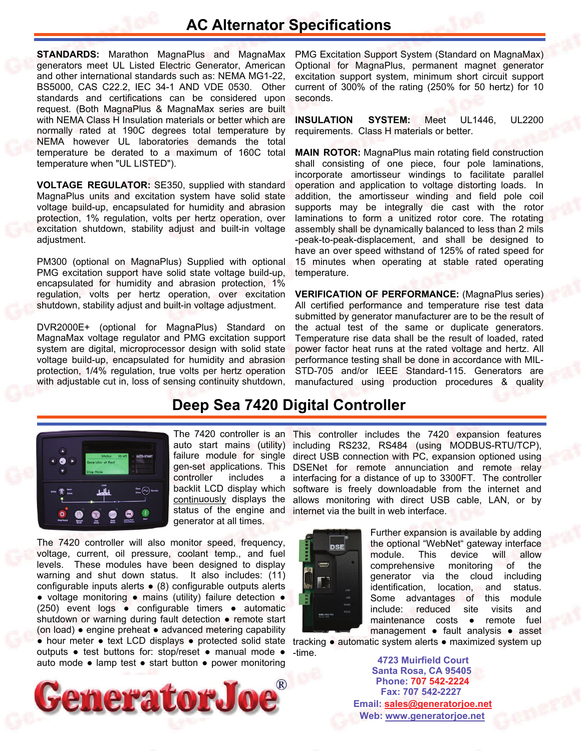# AC Alternator Specifications

**STANDARDS:** Marathon MagnaPlus and MagnaMax generators meet UL Listed Electric Generator, American and other international standards such as: NEMA MG1-22, BS5000, CAS C22.2, IEC 34-1 AND VDE 0530. Other standards and certifications can be considered upon request. (Both MagnaPlus & MagnaMax series are built with NEMA Class H Insulation materials or better which are normally rated at 190C degrees total temperature by NEMA however UL laboratories demands the total temperature be derated to a maximum of 160C total temperature when "UL LISTED").

**VOLTAGE REGULATOR:** SE350, supplied with standard MagnaPlus units and excitation system have solid state voltage build-up, encapsulated for humidity and abrasion protection, 1% regulation, volts per hertz operation, over excitation shutdown, stability adjust and built-in voltage adjustment.

PM300 (optional on MagnaPlus) Supplied with optional PMG excitation support have solid state voltage build-up, encapsulated for humidity and abrasion protection, 1% regulation, volts per hertz operation, over excitation shutdown, stability adjust and built-in voltage adjustment.

DVR2000E+ (optional for MagnaPlus) Standard on MagnaMax voltage regulator and PMG excitation support system are digital, microprocessor design with solid state voltage build-up, encapsulated for humidity and abrasion protection, 1/4% regulation, true volts per hertz operation with adjustable cut in, loss of sensing continuity shutdown,

PMG Excitation Support System (Standard on MagnaMax) Optional for MagnaPlus, permanent magnet generator excitation support system, minimum short circuit support current of 300% of the rating (250% for 50 hertz) for 10 seconds.

**INSULATION SYSTEM:** Meet UL1446, UL2200 requirements. Class H materials or better.

**MAIN ROTOR:** MagnaPlus main rotating field construction shall consisting of one piece, four pole laminations, incorporate amortisseur windings to facilitate parallel operation and application to voltage distorting loads. In addition, the amortisseur winding and field pole coil supports may be integrally die cast with the rotor laminations to form a unitized rotor core. The rotating assembly shall be dynamically balanced to less than 2 mils -peak-to-peak-displacement, and shall be designed to have an over speed withstand of 125% of rated speed for 15 minutes when operating at stable rated operating temperature.

**VERIFICATION OF PERFORMANCE:** (MagnaPlus series) All certified performance and temperature rise test data submitted by generator manufacturer are to be the result of the actual test of the same or duplicate generators. Temperature rise data shall be the result of loaded, rated power factor heat runs at the rated voltage and hertz. All performance testing shall be done in accordance with MIL-STD-705 and/or IEEE Standard-115. Generators are manufactured using production procedures & quality

# Deep Sea 7420 Digital Controller

The 7420 controller is an auto start mains (utility) failure module for single gen-set applications. This controller includes a backlit LCD display which continuously displays the status of the engine and generator at all times.

The 7420 controller will also monitor speed, frequency, voltage, current, oil pressure, coolant temp., and fuel levels. These modules have been designed to display warning and shut down status. It also includes: (11) configurable inputs alerts • (8) configurable outputs alerts • voltage monitoring • mains (utility) failure detection • (250) event logs • configurable timers • automatic shutdown or warning during fault detection • remote start (on load) • engine preheat • advanced metering capability • hour meter • text LCD displays • protected solid state outputs • test buttons for: stop/reset • manual mode • auto mode • lamp test • start button • power monitoring

This controller includes the 7420 expansion features including RS232, RS484 (using MODBUS-RTU/TCP), direct USB connection with PC, expansion optioned using DSENet for remote annunciation and remote relay interfacing for a distance of up to 3300FT. The controller software is freely downloadable from the internet and allows monitoring with direct USB cable, LAN, or by internet via the built in web interface.

Further expansion is available by adding the optional "WebNet" gateway interface module. This device will allow comprehensive monitoring of the generator via the cloud including identification, location, and status. Some advantages of this module include: reduced site visits and maintenance costs • remote fuel management • fault analysis • asset tracking • automatic system alerts • maximized system up-time.

GeneratorJoe®

4723 Muirfield Court
Santa Rosa, CA 95405
Phone: 707 542-2224
Fax: 707 542-2227
Email: sales@generatorjoe.net
Web: www.generatorjoe.net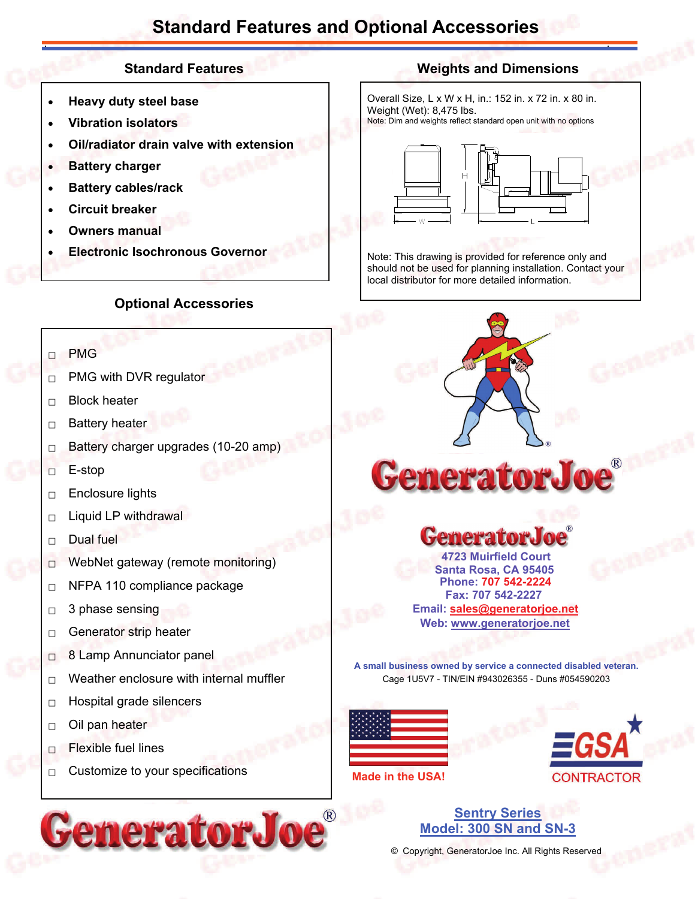# Standard Features and Optional Accessories

## Standard Features

- **Heavy duty steel base**
- **Vibration isolators**
- **Oil/radiator drain valve with extension**
- **Battery charger**
- **Battery cables/rack**
- **Circuit breaker**
- **Owners manual**
- **Electronic Isochronous Governor**

## Weights and Dimensions

Overall Size, L x W x H, in.: 152 in. x 72 in. x 80 in.
Weight (Wet): 8,475 lbs.
Note: Dim and weights reflect standard open unit with no options

W

H

L

Note: This drawing is provided for reference only and should not be used for planning installation. Contact your local distributor for more detailed information.

## Optional Accessories

- ☐ PMG
- ☐ PMG with DVR regulator
- ☐ Block heater
- ☐ Battery heater
- ☐ Battery charger upgrades (10-20 amp)
- ☐ E-stop
- ☐ Enclosure lights
- ☐ Liquid LP withdrawal
- ☐ Dual fuel
- ☐ WebNet gateway (remote monitoring)
- ☐ NFPA 110 compliance package
- ☐ 3 phase sensing
- ☐ Generator strip heater
- ☐ 8 Lamp Annunciator panel
- ☐ Weather enclosure with internal muffler
- ☐ Hospital grade silencers
- ☐ Oil pan heater
- ☐ Flexible fuel lines
- ☐ Customize to your specifications

GeneratorJoe®

GeneratorJoe®

4723 Muirfield Court
Santa Rosa, CA 95405
Phone: 707 542-2224
Fax: 707 542-2227
Email: sales@generatorjoe.net
Web: www.generatorjoe.net

A small business owned by service a connected disabled veteran.
Cage 1U5V7 - TIN/EIN #943026355 - Duns #054590203

Made in the USA!

GSA CONTRACTOR

GeneratorJoe®

Sentry Series
Model: 300 SN and SN-3

© Copyright, GeneratorJoe Inc. All Rights Reserved